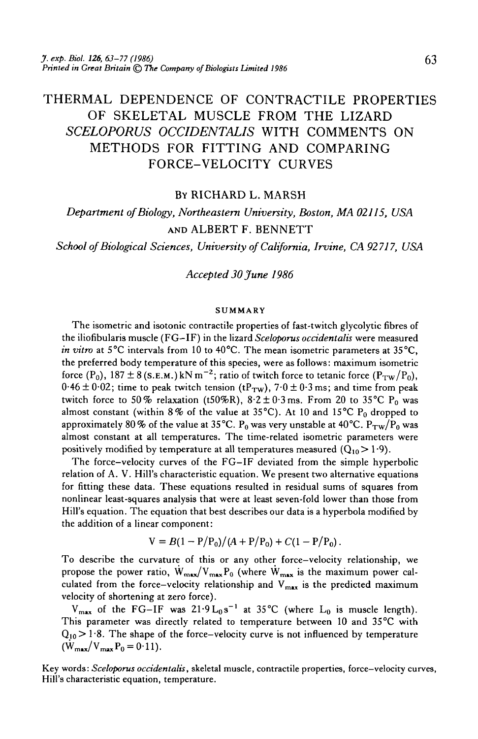# THERMAL DEPENDENCE OF CONTRACTILE PROPERTIES OF SKELETAL MUSCLE FROM THE LIZARD *SCELOPORUS OCCIDENTALIS* WITH COMMENTS ON METHODS FOR FITTING AND COMPARING FORCE–VELOCITY CURVES

By RICHARD L. MARSH

*Department of Biology, Northeastern University, Boston, MA 02115, USA*

AND ALBERT F. BENNETT

*School of Biological Sciences, University of California, Irvine, CA 92717, USA*

*Accepted 30 June 1986*

## SUMMARY

The isometric and isotonic contractile properties of fast-twitch glycolytic fibres of the iliofibularis muscle (FG–IF) in the lizard *Sceloporus occidentalis* were measured *in vitro* at 5°C intervals from 10 to 40°C. The mean isometric parameters at 35°C, the preferred body temperature of this species, were as follows: maximum isometric force ($P_0$), $187 \pm 8$ (S.E.M.) $kN\,m^{-2}$; ratio of twitch force to tetanic force ($P_{TW}/P_0$), $0{\cdot}46 \pm 0{\cdot}02$; time to peak twitch tension ($tP_{TW}$), $7{\cdot}0 \pm 0{\cdot}3$ ms; and time from peak twitch force to 50% relaxation (t50%R), $8{\cdot}2 \pm 0{\cdot}3$ ms. From 20 to 35°C $P_0$ was almost constant (within 8% of the value at 35°C). At 10 and 15°C $P_0$ dropped to approximately 80% of the value at 35°C. $P_0$ was very unstable at 40°C. $P_{TW}/P_0$ was almost constant at all temperatures. The time-related isometric parameters were positively modified by temperature at all temperatures measured ($Q_{10} > 1{\cdot}9$).

The force–velocity curves of the FG–IF deviated from the simple hyperbolic relation of A. V. Hill's characteristic equation. We present two alternative equations for fitting these data. These equations resulted in residual sums of squares from nonlinear least-squares analysis that were at least seven-fold lower than those from Hill's equation. The equation that best describes our data is a hyperbola modified by the addition of a linear component:

$$V = B(1 - P/P_0)/(A + P/P_0) + C(1 - P/P_0)\,.$$

To describe the curvature of this or any other force–velocity relationship, we propose the power ratio, $\dot{W}_{max}/V_{max}P_0$ (where $\dot{W}_{max}$ is the maximum power calculated from the force–velocity relationship and $V_{max}$ is the predicted maximum velocity of shortening at zero force).

$V_{max}$ of the FG–IF was $21{\cdot}9\,L_0\,s^{-1}$ at 35°C (where $L_0$ is muscle length). This parameter was directly related to temperature between 10 and 35°C with $Q_{10} > 1{\cdot}8$. The shape of the force–velocity curve is not influenced by temperature ($\dot{W}_{max}/V_{max}P_0 = 0{\cdot}11$).

Key words: *Sceloporus occidentalis*, skeletal muscle, contractile properties, force–velocity curves, Hill's characteristic equation, temperature.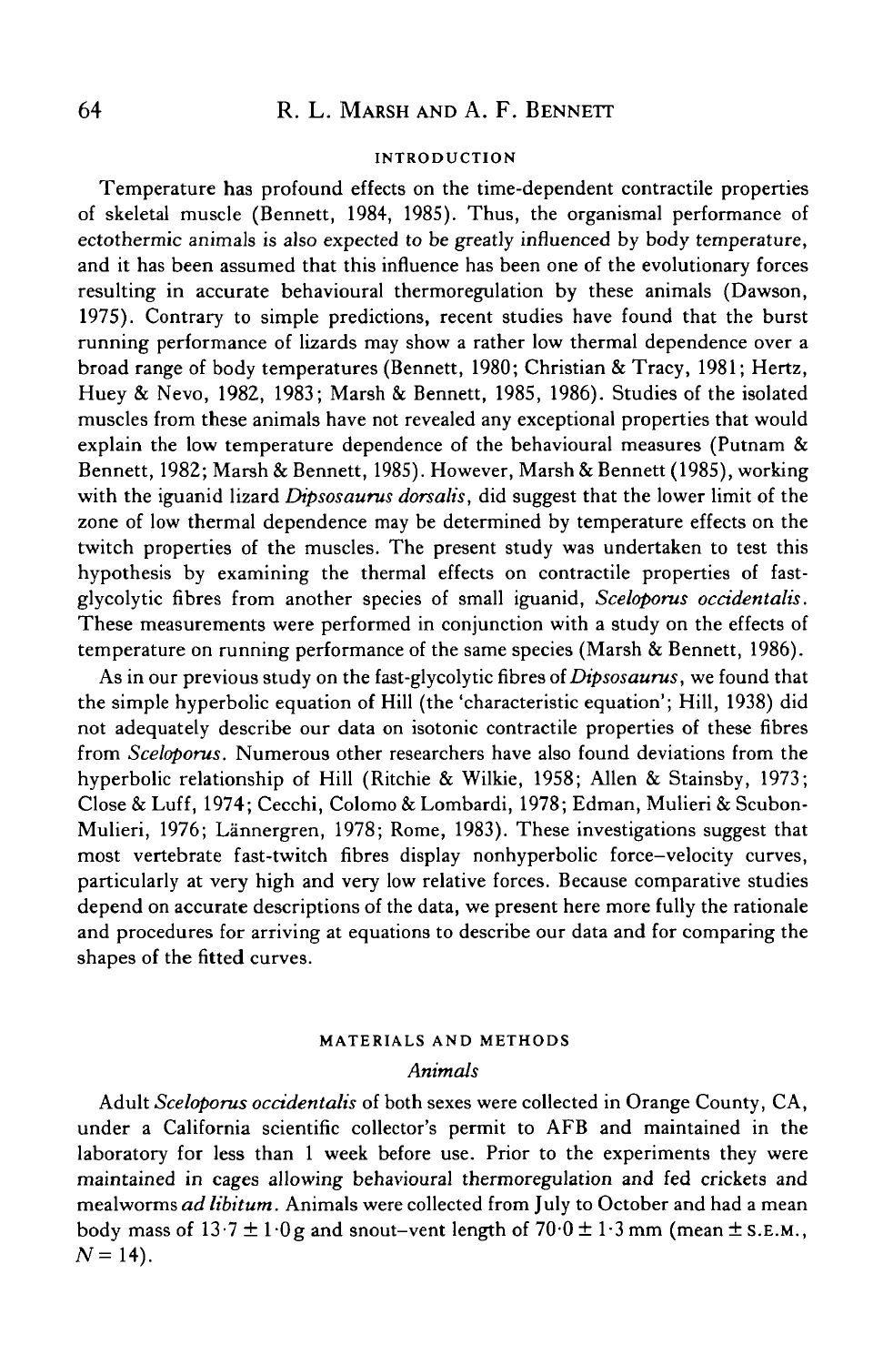## INTRODUCTION

Temperature has profound effects on the time-dependent contractile properties of skeletal muscle (Bennett, 1984, 1985). Thus, the organismal performance of ectothermic animals is also expected to be greatly influenced by body temperature, and it has been assumed that this influence has been one of the evolutionary forces resulting in accurate behavioural thermoregulation by these animals (Dawson, 1975). Contrary to simple predictions, recent studies have found that the burst running performance of lizards may show a rather low thermal dependence over a broad range of body temperatures (Bennett, 1980; Christian & Tracy, 1981; Hertz, Huey & Nevo, 1982, 1983; Marsh & Bennett, 1985, 1986). Studies of the isolated muscles from these animals have not revealed any exceptional properties that would explain the low temperature dependence of the behavioural measures (Putnam & Bennett, 1982; Marsh & Bennett, 1985). However, Marsh & Bennett (1985), working with the iguanid lizard *Dipsosaurus dorsalis*, did suggest that the lower limit of the zone of low thermal dependence may be determined by temperature effects on the twitch properties of the muscles. The present study was undertaken to test this hypothesis by examining the thermal effects on contractile properties of fast-glycolytic fibres from another species of small iguanid, *Sceloporus occidentalis*. These measurements were performed in conjunction with a study on the effects of temperature on running performance of the same species (Marsh & Bennett, 1986).

As in our previous study on the fast-glycolytic fibres of *Dipsosaurus*, we found that the simple hyperbolic equation of Hill (the 'characteristic equation'; Hill, 1938) did not adequately describe our data on isotonic contractile properties of these fibres from *Sceloporus*. Numerous other researchers have also found deviations from the hyperbolic relationship of Hill (Ritchie & Wilkie, 1958; Allen & Stainsby, 1973; Close & Luff, 1974; Cecchi, Colomo & Lombardi, 1978; Edman, Mulieri & Scubon-Mulieri, 1976; Lännergren, 1978; Rome, 1983). These investigations suggest that most vertebrate fast-twitch fibres display nonhyperbolic force–velocity curves, particularly at very high and very low relative forces. Because comparative studies depend on accurate descriptions of the data, we present here more fully the rationale and procedures for arriving at equations to describe our data and for comparing the shapes of the fitted curves.

## MATERIALS AND METHODS

### *Animals*

Adult *Sceloporus occidentalis* of both sexes were collected in Orange County, CA, under a California scientific collector's permit to AFB and maintained in the laboratory for less than 1 week before use. Prior to the experiments they were maintained in cages allowing behavioural thermoregulation and fed crickets and mealworms *ad libitum*. Animals were collected from July to October and had a mean body mass of $13{\cdot}7 \pm 1{\cdot}0$ g and snout–vent length of $70{\cdot}0 \pm 1{\cdot}3$ mm (mean ± S.E.M., $N = 14$).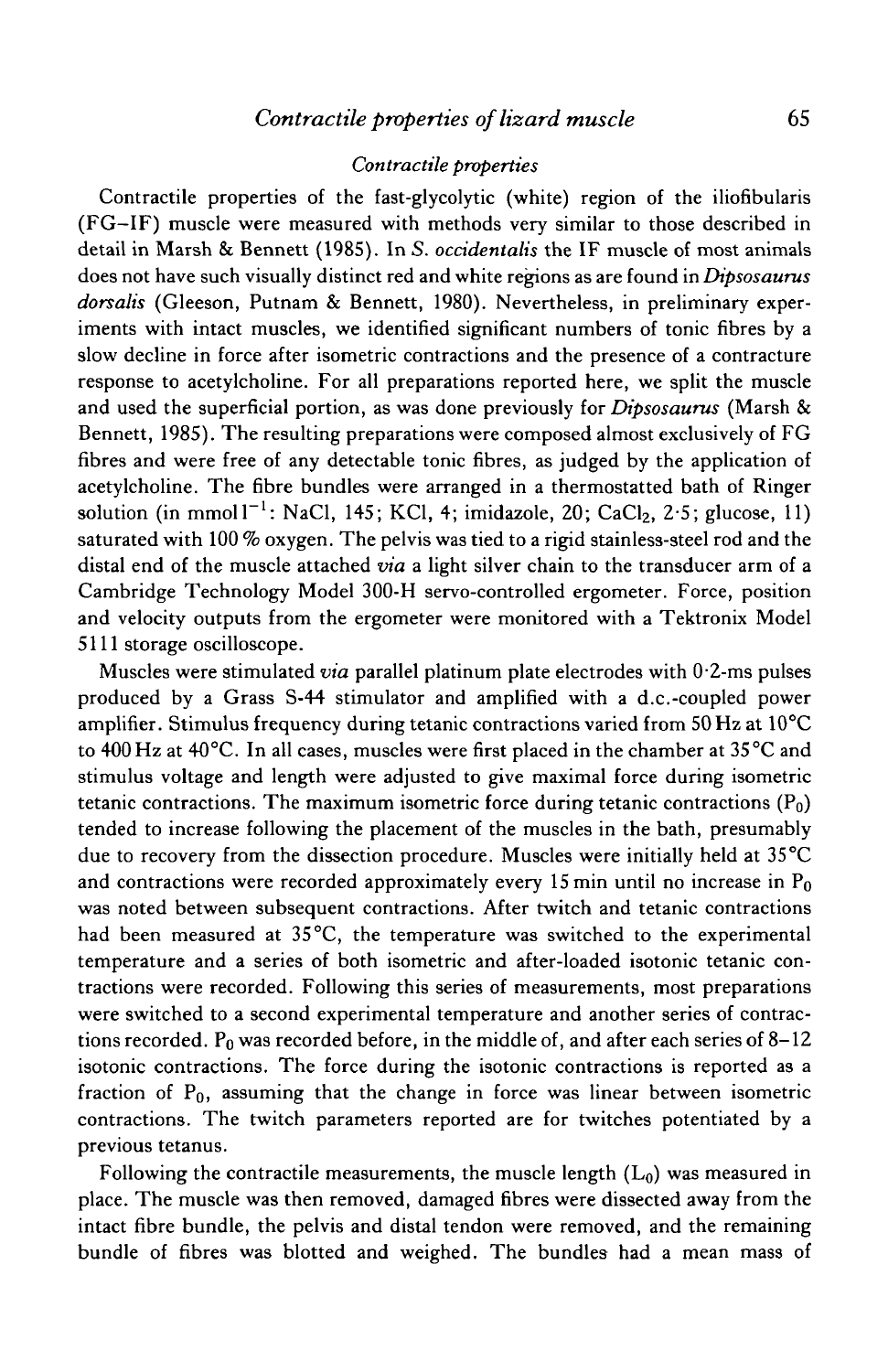### *Contractile properties*

Contractile properties of the fast-glycolytic (white) region of the iliofibularis (FG–IF) muscle were measured with methods very similar to those described in detail in Marsh & Bennett (1985). In *S. occidentalis* the IF muscle of most animals does not have such visually distinct red and white regions as are found in *Dipsosaurus dorsalis* (Gleeson, Putnam & Bennett, 1980). Nevertheless, in preliminary experiments with intact muscles, we identified significant numbers of tonic fibres by a slow decline in force after isometric contractions and the presence of a contracture response to acetylcholine. For all preparations reported here, we split the muscle and used the superficial portion, as was done previously for *Dipsosaurus* (Marsh & Bennett, 1985). The resulting preparations were composed almost exclusively of FG fibres and were free of any detectable tonic fibres, as judged by the application of acetylcholine. The fibre bundles were arranged in a thermostatted bath of Ringer solution (in $\text{mmol l}^{-1}$: NaCl, 145; KCl, 4; imidazole, 20; $CaCl_2$, 2·5; glucose, 11) saturated with 100 % oxygen. The pelvis was tied to a rigid stainless-steel rod and the distal end of the muscle attached *via* a light silver chain to the transducer arm of a Cambridge Technology Model 300-H servo-controlled ergometer. Force, position and velocity outputs from the ergometer were monitored with a Tektronix Model 5111 storage oscilloscope.

Muscles were stimulated *via* parallel platinum plate electrodes with 0·2-ms pulses produced by a Grass S-44 stimulator and amplified with a d.c.-coupled power amplifier. Stimulus frequency during tetanic contractions varied from 50 Hz at 10°C to 400 Hz at 40°C. In all cases, muscles were first placed in the chamber at 35 °C and stimulus voltage and length were adjusted to give maximal force during isometric tetanic contractions. The maximum isometric force during tetanic contractions ($P_0$) tended to increase following the placement of the muscles in the bath, presumably due to recovery from the dissection procedure. Muscles were initially held at 35 °C and contractions were recorded approximately every 15 min until no increase in $P_0$ was noted between subsequent contractions. After twitch and tetanic contractions had been measured at 35 °C, the temperature was switched to the experimental temperature and a series of both isometric and after-loaded isotonic tetanic contractions were recorded. Following this series of measurements, most preparations were switched to a second experimental temperature and another series of contractions recorded. $P_0$ was recorded before, in the middle of, and after each series of 8–12 isotonic contractions. The force during the isotonic contractions is reported as a fraction of $P_0$, assuming that the change in force was linear between isometric contractions. The twitch parameters reported are for twitches potentiated by a previous tetanus.

Following the contractile measurements, the muscle length ($L_0$) was measured in place. The muscle was then removed, damaged fibres were dissected away from the intact fibre bundle, the pelvis and distal tendon were removed, and the remaining bundle of fibres was blotted and weighed. The bundles had a mean mass of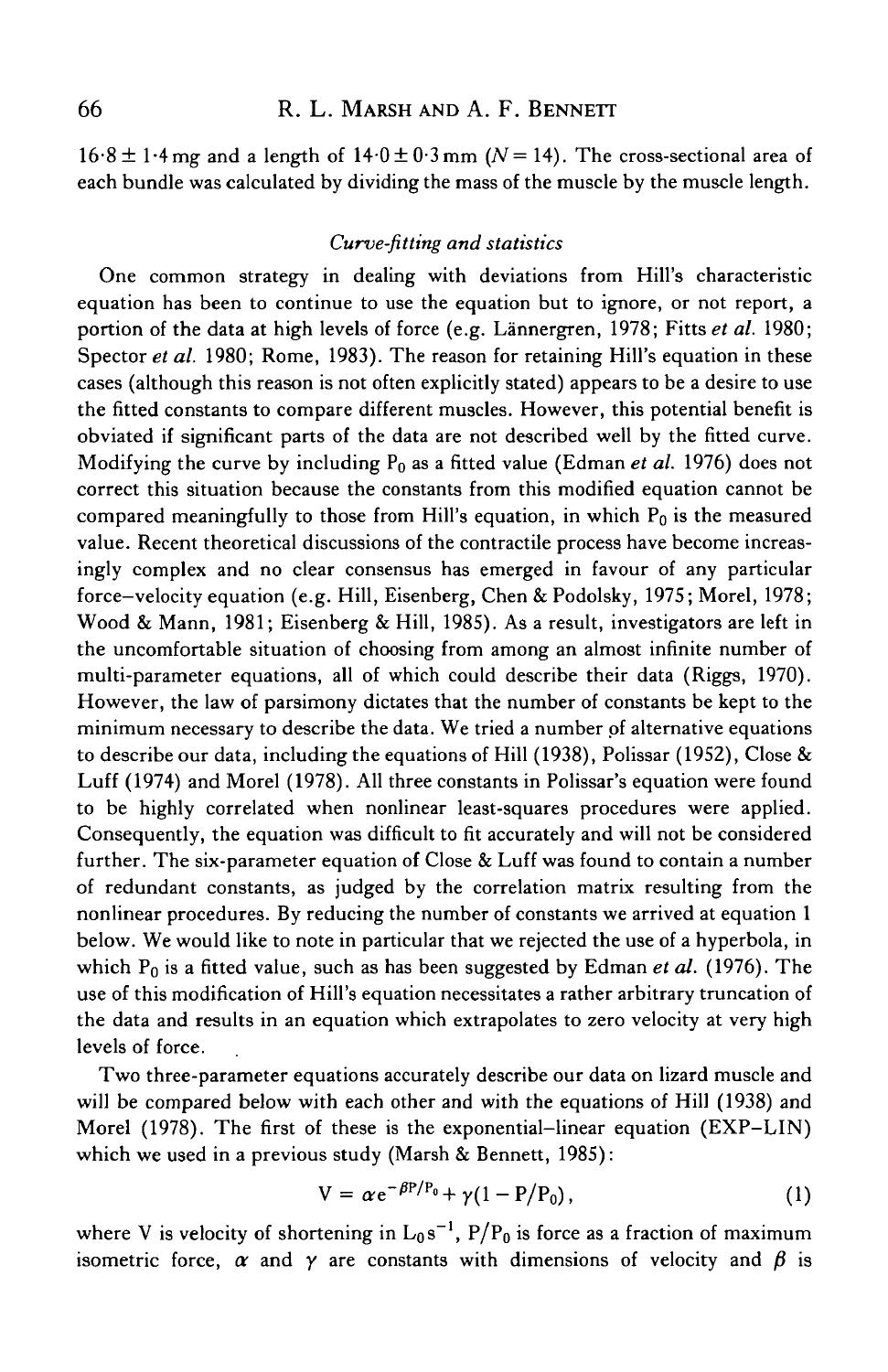$16 \cdot 8 \pm 1 \cdot 4$ mg and a length of $14 \cdot 0 \pm 0 \cdot 3$ mm ($N = 14$). The cross-sectional area of each bundle was calculated by dividing the mass of the muscle by the muscle length.

### *Curve-fitting and statistics*

One common strategy in dealing with deviations from Hill's characteristic equation has been to continue to use the equation but to ignore, or not report, a portion of the data at high levels of force (e.g. Lännergren, 1978; Fitts *et al.* 1980; Spector *et al.* 1980; Rome, 1983). The reason for retaining Hill's equation in these cases (although this reason is not often explicitly stated) appears to be a desire to use the fitted constants to compare different muscles. However, this potential benefit is obviated if significant parts of the data are not described well by the fitted curve. Modifying the curve by including $P_0$ as a fitted value (Edman *et al.* 1976) does not correct this situation because the constants from this modified equation cannot be compared meaningfully to those from Hill's equation, in which $P_0$ is the measured value. Recent theoretical discussions of the contractile process have become increasingly complex and no clear consensus has emerged in favour of any particular force–velocity equation (e.g. Hill, Eisenberg, Chen & Podolsky, 1975; Morel, 1978; Wood & Mann, 1981; Eisenberg & Hill, 1985). As a result, investigators are left in the uncomfortable situation of choosing from among an almost infinite number of multi-parameter equations, all of which could describe their data (Riggs, 1970). However, the law of parsimony dictates that the number of constants be kept to the minimum necessary to describe the data. We tried a number of alternative equations to describe our data, including the equations of Hill (1938), Polissar (1952), Close & Luff (1974) and Morel (1978). All three constants in Polissar's equation were found to be highly correlated when nonlinear least-squares procedures were applied. Consequently, the equation was difficult to fit accurately and will not be considered further. The six-parameter equation of Close & Luff was found to contain a number of redundant constants, as judged by the correlation matrix resulting from the nonlinear procedures. By reducing the number of constants we arrived at equation 1 below. We would like to note in particular that we rejected the use of a hyperbola, in which $P_0$ is a fitted value, such as has been suggested by Edman *et al.* (1976). The use of this modification of Hill's equation necessitates a rather arbitrary truncation of the data and results in an equation which extrapolates to zero velocity at very high levels of force.

Two three-parameter equations accurately describe our data on lizard muscle and will be compared below with each other and with the equations of Hill (1938) and Morel (1978). The first of these is the exponential–linear equation (EXP–LIN) which we used in a previous study (Marsh & Bennett, 1985):

$$V = \alpha e^{-\beta P/P_0} + \gamma(1 - P/P_0), \tag{1}$$

where V is velocity of shortening in $L_0 s^{-1}$, $P/P_0$ is force as a fraction of maximum isometric force, $\alpha$ and $\gamma$ are constants with dimensions of velocity and $\beta$ is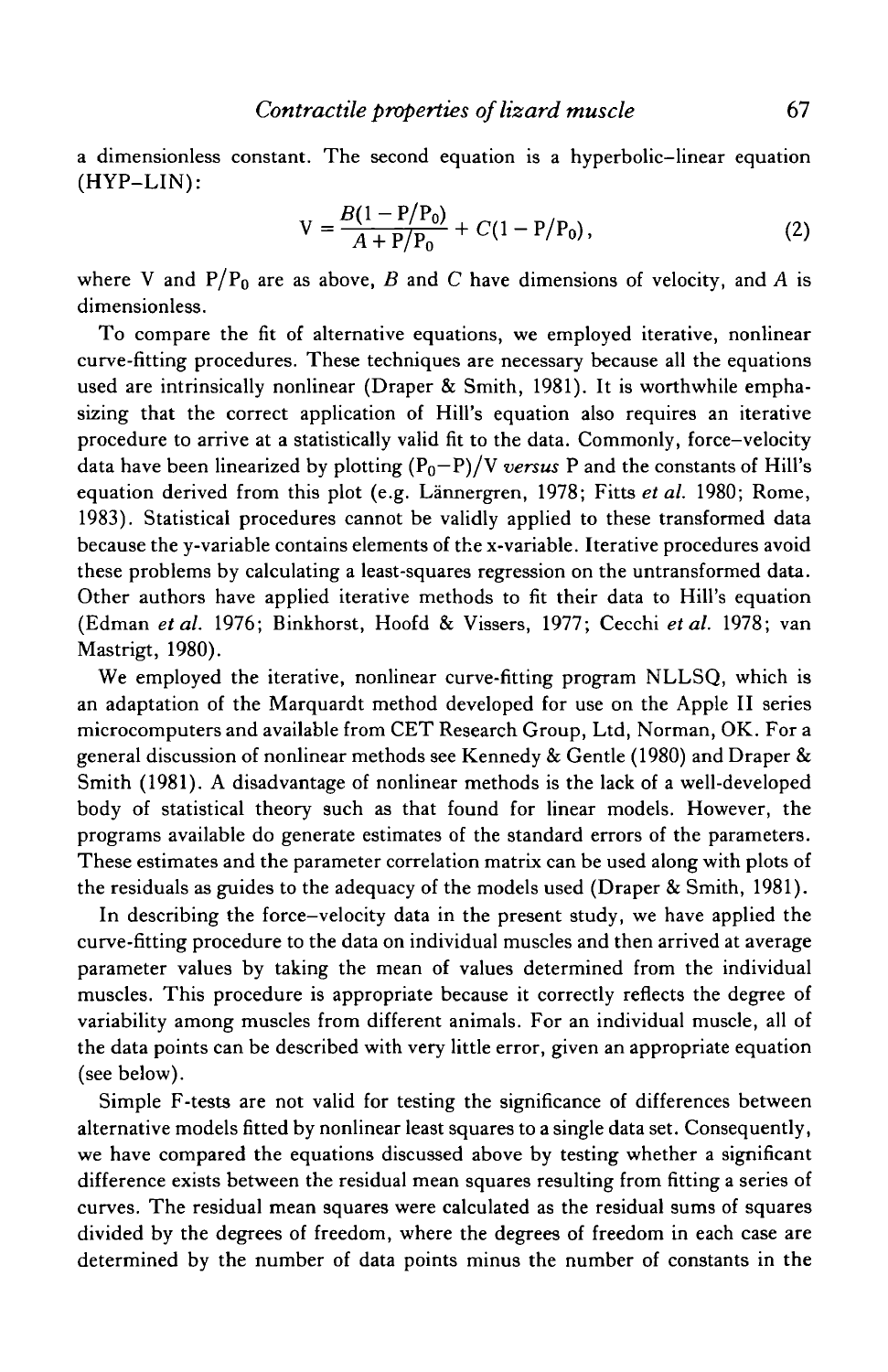a dimensionless constant. The second equation is a hyperbolic–linear equation (HYP–LIN):

$$V = \frac{B(1 - P/P_0)}{A + P/P_0} + C(1 - P/P_0), \tag{2}$$

where V and $P/P_0$ are as above, $B$ and $C$ have dimensions of velocity, and $A$ is dimensionless.

To compare the fit of alternative equations, we employed iterative, nonlinear curve-fitting procedures. These techniques are necessary because all the equations used are intrinsically nonlinear (Draper & Smith, 1981). It is worthwhile emphasizing that the correct application of Hill's equation also requires an iterative procedure to arrive at a statistically valid fit to the data. Commonly, force–velocity data have been linearized by plotting $(P_0 - P)/V$ *versus* P and the constants of Hill's equation derived from this plot (e.g. Lännergren, 1978; Fitts *et al.* 1980; Rome, 1983). Statistical procedures cannot be validly applied to these transformed data because the y-variable contains elements of the x-variable. Iterative procedures avoid these problems by calculating a least-squares regression on the untransformed data. Other authors have applied iterative methods to fit their data to Hill's equation (Edman *et al.* 1976; Binkhorst, Hoofd & Vissers, 1977; Cecchi *et al.* 1978; van Mastrigt, 1980).

We employed the iterative, nonlinear curve-fitting program NLLSQ, which is an adaptation of the Marquardt method developed for use on the Apple II series microcomputers and available from CET Research Group, Ltd, Norman, OK. For a general discussion of nonlinear methods see Kennedy & Gentle (1980) and Draper & Smith (1981). A disadvantage of nonlinear methods is the lack of a well-developed body of statistical theory such as that found for linear models. However, the programs available do generate estimates of the standard errors of the parameters. These estimates and the parameter correlation matrix can be used along with plots of the residuals as guides to the adequacy of the models used (Draper & Smith, 1981).

In describing the force–velocity data in the present study, we have applied the curve-fitting procedure to the data on individual muscles and then arrived at average parameter values by taking the mean of values determined from the individual muscles. This procedure is appropriate because it correctly reflects the degree of variability among muscles from different animals. For an individual muscle, all of the data points can be described with very little error, given an appropriate equation (see below).

Simple F-tests are not valid for testing the significance of differences between alternative models fitted by nonlinear least squares to a single data set. Consequently, we have compared the equations discussed above by testing whether a significant difference exists between the residual mean squares resulting from fitting a series of curves. The residual mean squares were calculated as the residual sums of squares divided by the degrees of freedom, where the degrees of freedom in each case are determined by the number of data points minus the number of constants in the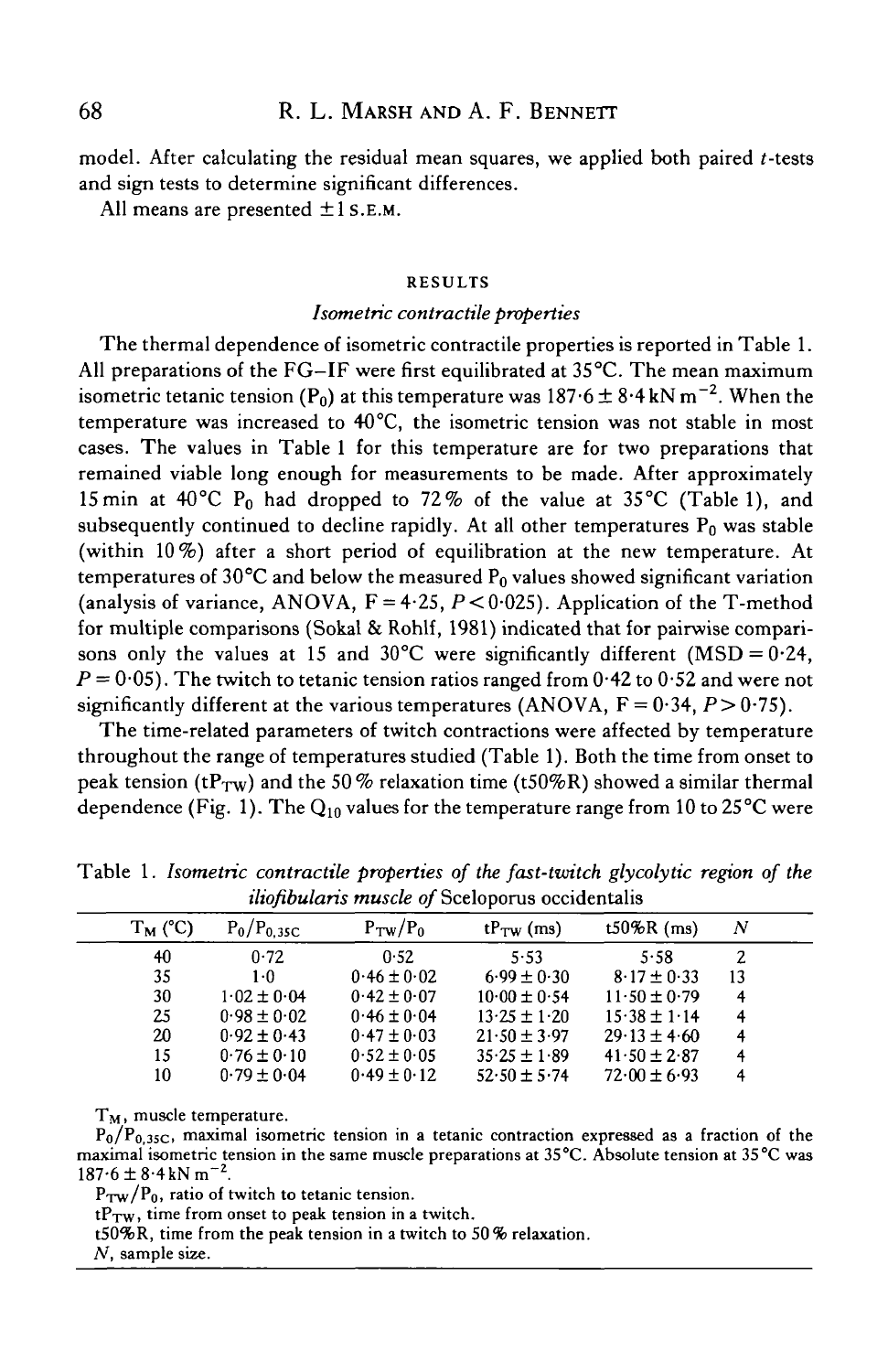model. After calculating the residual mean squares, we applied both paired *t*-tests and sign tests to determine significant differences.

All means are presented ±1 S.E.M.

## RESULTS

### *Isometric contractile properties*

The thermal dependence of isometric contractile properties is reported in Table 1. All preparations of the FG–IF were first equilibrated at 35°C. The mean maximum isometric tetanic tension ($P_0$) at this temperature was 187·6 ± 8·4 kN $m^{-2}$. When the temperature was increased to 40°C, the isometric tension was not stable in most cases. The values in Table 1 for this temperature are for two preparations that remained viable long enough for measurements to be made. After approximately 15 min at 40°C $P_0$ had dropped to 72% of the value at 35°C (Table 1), and subsequently continued to decline rapidly. At all other temperatures $P_0$ was stable (within 10%) after a short period of equilibration at the new temperature. At temperatures of 30°C and below the measured $P_0$ values showed significant variation (analysis of variance, ANOVA, $F = 4·25$, $P < 0·025$). Application of the T-method for multiple comparisons (Sokal & Rohlf, 1981) indicated that for pairwise comparisons only the values at 15 and 30°C were significantly different (MSD = 0·24, $P = 0·05$). The twitch to tetanic tension ratios ranged from 0·42 to 0·52 and were not significantly different at the various temperatures (ANOVA, $F = 0·34$, $P > 0·75$).

The time-related parameters of twitch contractions were affected by temperature throughout the range of temperatures studied (Table 1). Both the time from onset to peak tension ($tP_{TW}$) and the 50% relaxation time (t50%R) showed a similar thermal dependence (Fig. 1). The $Q_{10}$ values for the temperature range from 10 to 25°C were

Table 1. *Isometric contractile properties of the fast-twitch glycolytic region of the iliofibularis muscle of* Sceloporus occidentalis

| $T_M$ (°C) | $P_0/P_{0,35C}$ | $P_{TW}/P_0$ | $tP_{TW}$ (ms) | t50%R (ms) | *N* |
|---|---|---|---|---|---|
| 40 | 0·72 | 0·52 | 5·53 | 5·58 | 2 |
| 35 | 1·0 | 0·46 ± 0·02 | 6·99 ± 0·30 | 8·17 ± 0·33 | 13 |
| 30 | 1·02 ± 0·04 | 0·42 ± 0·07 | 10·00 ± 0·54 | 11·50 ± 0·79 | 4 |
| 25 | 0·98 ± 0·02 | 0·46 ± 0·04 | 13·25 ± 1·20 | 15·38 ± 1·14 | 4 |
| 20 | 0·92 ± 0·43 | 0·47 ± 0·03 | 21·50 ± 3·97 | 29·13 ± 4·60 | 4 |
| 15 | 0·76 ± 0·10 | 0·52 ± 0·05 | 35·25 ± 1·89 | 41·50 ± 2·87 | 4 |
| 10 | 0·79 ± 0·04 | 0·49 ± 0·12 | 52·50 ± 5·74 | 72·00 ± 6·93 | 4 |

$T_M$, muscle temperature.

$P_0/P_{0,35C}$, maximal isometric tension in a tetanic contraction expressed as a fraction of the maximal isometric tension in the same muscle preparations at 35°C. Absolute tension at 35°C was 187·6 ± 8·4 kN $m^{-2}$.

$P_{TW}/P_0$, ratio of twitch to tetanic tension.

$tP_{TW}$, time from onset to peak tension in a twitch.

t50%R, time from the peak tension in a twitch to 50% relaxation.

*N*, sample size.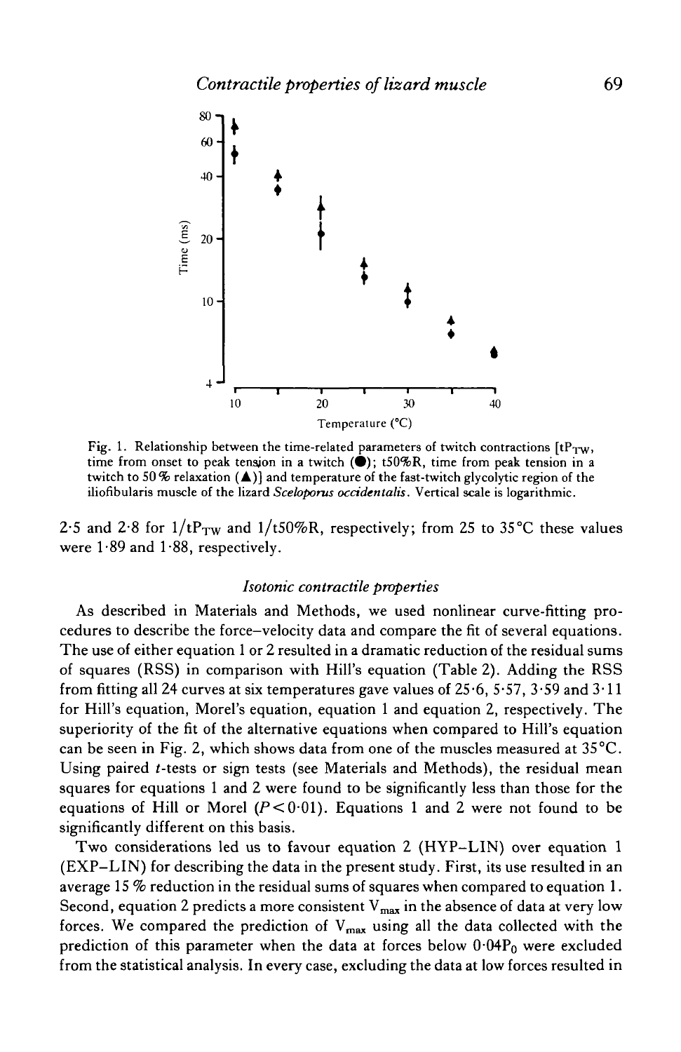80

60

40

20

10

4

Time (ms)

10

20

30

40

Temperature (°C)

Fig. 1. Relationship between the time-related parameters of twitch contractions [$tP_{TW}$, time from onset to peak tension in a twitch (●); t50%R, time from peak tension in a twitch to 50% relaxation (▲)] and temperature of the fast-twitch glycolytic region of the iliofibularis muscle of the lizard *Sceloporus occidentalis*. Vertical scale is logarithmic.

2·5 and 2·8 for $1/tP_{TW}$ and 1/t50%R, respectively; from 25 to 35°C these values were 1·89 and 1·88, respectively.

### *Isotonic contractile properties*

As described in Materials and Methods, we used nonlinear curve-fitting procedures to describe the force–velocity data and compare the fit of several equations. The use of either equation 1 or 2 resulted in a dramatic reduction of the residual sums of squares (RSS) in comparison with Hill's equation (Table 2). Adding the RSS from fitting all 24 curves at six temperatures gave values of 25·6, 5·57, 3·59 and 3·11 for Hill's equation, Morel's equation, equation 1 and equation 2, respectively. The superiority of the fit of the alternative equations when compared to Hill's equation can be seen in Fig. 2, which shows data from one of the muscles measured at 35°C. Using paired *t*-tests or sign tests (see Materials and Methods), the residual mean squares for equations 1 and 2 were found to be significantly less than those for the equations of Hill or Morel ($P<0·01$). Equations 1 and 2 were not found to be significantly different on this basis.

Two considerations led us to favour equation 2 (HYP–LIN) over equation 1 (EXP–LIN) for describing the data in the present study. First, its use resulted in an average 15% reduction in the residual sums of squares when compared to equation 1. Second, equation 2 predicts a more consistent $V_{max}$ in the absence of data at very low forces. We compared the prediction of $V_{max}$ using all the data collected with the prediction of this parameter when the data at forces below $0·04P_0$ were excluded from the statistical analysis. In every case, excluding the data at low forces resulted in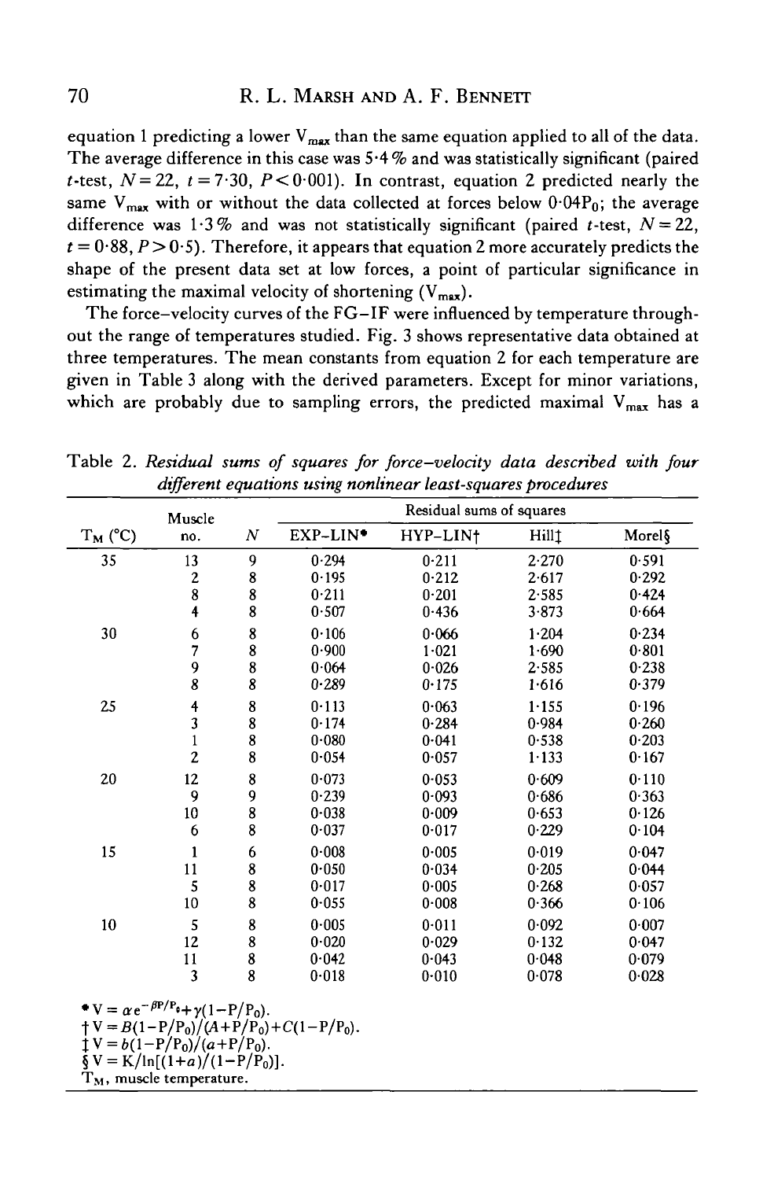equation 1 predicting a lower $V_{max}$ than the same equation applied to all of the data. The average difference in this case was 5·4 % and was statistically significant (paired $t$-test, $N = 22$, $t = 7·30$, $P < 0·001$). In contrast, equation 2 predicted nearly the same $V_{max}$ with or without the data collected at forces below $0·04P_0$; the average difference was 1·3 % and was not statistically significant (paired $t$-test, $N = 22$, $t = 0·88$, $P > 0·5$). Therefore, it appears that equation 2 more accurately predicts the shape of the present data set at low forces, a point of particular significance in estimating the maximal velocity of shortening ($V_{max}$).

The force–velocity curves of the FG–IF were influenced by temperature throughout the range of temperatures studied. Fig. 3 shows representative data obtained at three temperatures. The mean constants from equation 2 for each temperature are given in Table 3 along with the derived parameters. Except for minor variations, which are probably due to sampling errors, the predicted maximal $V_{max}$ has a

Table 2. *Residual sums of squares for force–velocity data described with four different equations using nonlinear least-squares procedures*

| $T_M$ (°C) | Muscle no. | $N$ | Residual sums of squares | | | |
|---|---|---|---|---|---|---|
| | | | EXP-LIN* | HYP-LIN† | Hill‡ | Morel§ |
| 35 | 13 | 9 | 0·294 | 0·211 | 2·270 | 0·591 |
| | 2 | 8 | 0·195 | 0·212 | 2·617 | 0·292 |
| | 8 | 8 | 0·211 | 0·201 | 2·585 | 0·424 |
| | 4 | 8 | 0·507 | 0·436 | 3·873 | 0·664 |
| 30 | 6 | 8 | 0·106 | 0·066 | 1·204 | 0·234 |
| | 7 | 8 | 0·900 | 1·021 | 1·690 | 0·801 |
| | 9 | 8 | 0·064 | 0·026 | 2·585 | 0·238 |
| | 8 | 8 | 0·289 | 0·175 | 1·616 | 0·379 |
| 25 | 4 | 8 | 0·113 | 0·063 | 1·155 | 0·196 |
| | 3 | 8 | 0·174 | 0·284 | 0·984 | 0·260 |
| | 1 | 8 | 0·080 | 0·041 | 0·538 | 0·203 |
| | 2 | 8 | 0·054 | 0·057 | 1·133 | 0·167 |
| 20 | 12 | 8 | 0·073 | 0·053 | 0·609 | 0·110 |
| | 9 | 9 | 0·239 | 0·093 | 0·686 | 0·363 |
| | 10 | 8 | 0·038 | 0·009 | 0·653 | 0·126 |
| | 6 | 8 | 0·037 | 0·017 | 0·229 | 0·104 |
| 15 | 1 | 6 | 0·008 | 0·005 | 0·019 | 0·047 |
| | 11 | 8 | 0·050 | 0·034 | 0·205 | 0·044 |
| | 5 | 8 | 0·017 | 0·005 | 0·268 | 0·057 |
| | 10 | 8 | 0·055 | 0·008 | 0·366 | 0·106 |
| 10 | 5 | 8 | 0·005 | 0·011 | 0·092 | 0·007 |
| | 12 | 8 | 0·020 | 0·029 | 0·132 | 0·047 |
| | 11 | 8 | 0·042 | 0·043 | 0·048 | 0·079 |
| | 3 | 8 | 0·018 | 0·010 | 0·078 | 0·028 |

\* $V = \alpha e^{-\beta P/P_0} + \gamma(1 - P/P_0)$.

† $V = B(1 - P/P_0)/(A + P/P_0) + C(1 - P/P_0)$.

‡ $V = b(1 - P/P_0)/(a + P/P_0)$.

§ $V = K/\ln[(1 + a)/(1 - P/P_0)]$.

$T_M$, muscle temperature.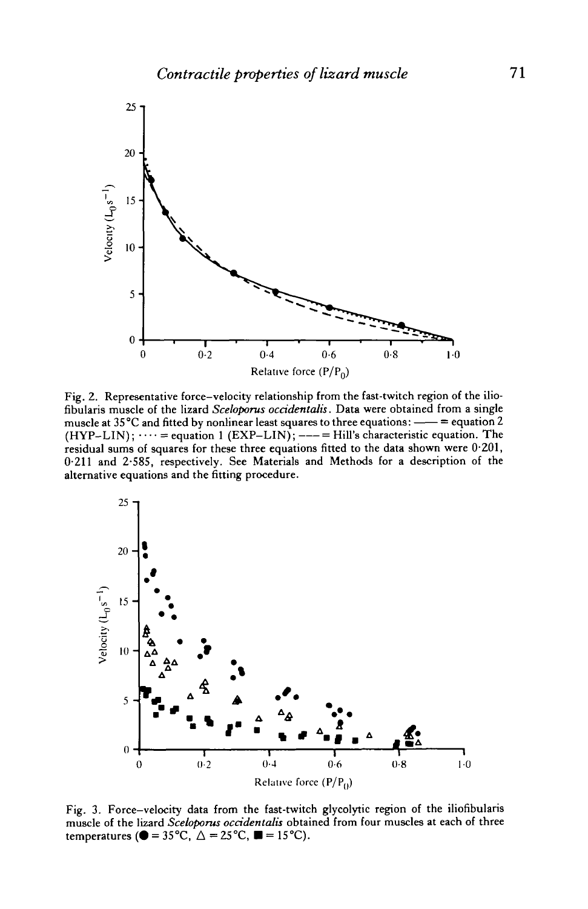25

20

15

10

5

0

0 0·2 0·4 0·6 0·8 1·0

Velocity ($L_0 s^{-1}$)

Relative force ($P/P_0$)

Fig. 2. Representative force–velocity relationship from the fast-twitch region of the iliofibularis muscle of the lizard *Sceloporus occidentalis*. Data were obtained from a single muscle at 35 °C and fitted by nonlinear least squares to three equations: —— = equation 2 (HYP–LIN); ···· = equation 1 (EXP–LIN); ––– = Hill's characteristic equation. The residual sums of squares for these three equations fitted to the data shown were 0·201, 0·211 and 2·585, respectively. See Materials and Methods for a description of the alternative equations and the fitting procedure.

25

20

15

10

5

0

0 0·2 0·4 0·6 0·8 1·0

Velocity ($L_0 s^{-1}$)

Relative force ($P/P_0$)

Fig. 3. Force–velocity data from the fast-twitch glycolytic region of the iliofibularis muscle of the lizard *Sceloporus occidentalis* obtained from four muscles at each of three temperatures (● = 35 °C, △ = 25 °C, ■ = 15 °C).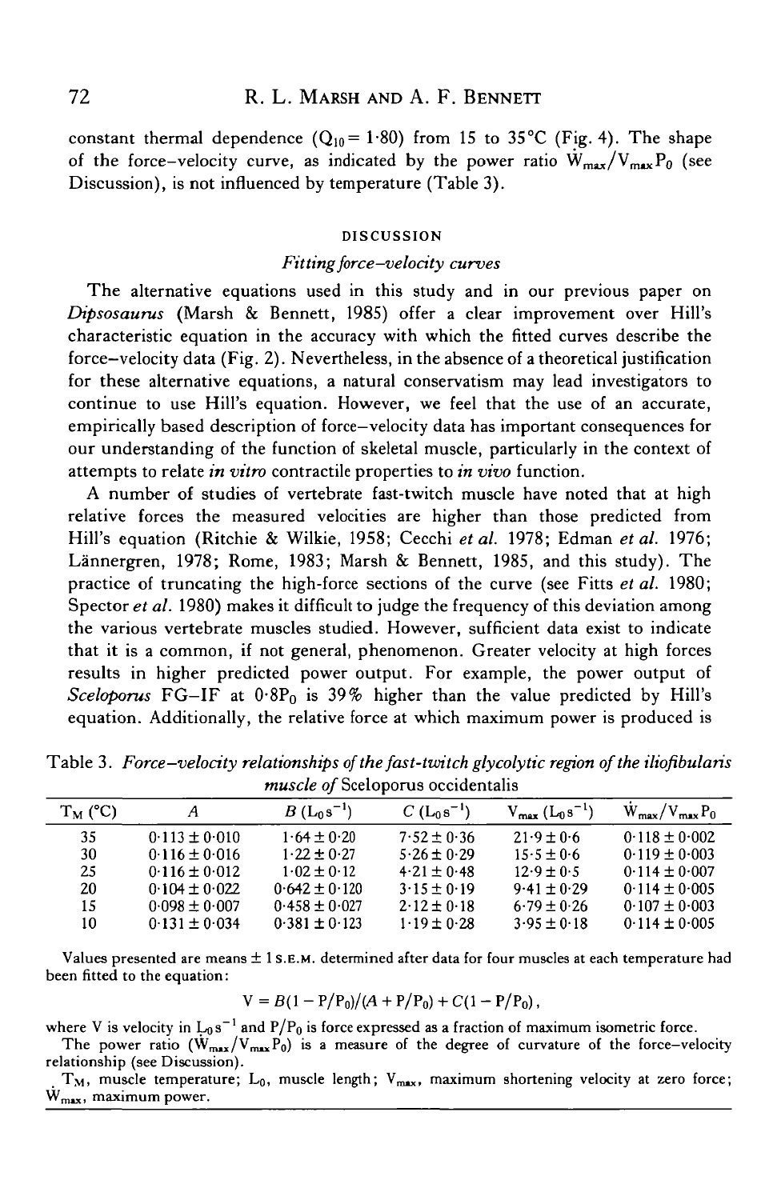constant thermal dependence ($Q_{10} = 1.80$) from 15 to 35°C (Fig. 4). The shape of the force–velocity curve, as indicated by the power ratio $\dot{W}_{max}/V_{max}P_0$ (see Discussion), is not influenced by temperature (Table 3).

## DISCUSSION

### *Fitting force–velocity curves*

The alternative equations used in this study and in our previous paper on *Dipsosaurus* (Marsh & Bennett, 1985) offer a clear improvement over Hill's characteristic equation in the accuracy with which the fitted curves describe the force–velocity data (Fig. 2). Nevertheless, in the absence of a theoretical justification for these alternative equations, a natural conservatism may lead investigators to continue to use Hill's equation. However, we feel that the use of an accurate, empirically based description of force–velocity data has important consequences for our understanding of the function of skeletal muscle, particularly in the context of attempts to relate *in vitro* contractile properties to *in vivo* function.

A number of studies of vertebrate fast-twitch muscle have noted that at high relative forces the measured velocities are higher than those predicted from Hill's equation (Ritchie & Wilkie, 1958; Cecchi *et al.* 1978; Edman *et al.* 1976; Lännergren, 1978; Rome, 1983; Marsh & Bennett, 1985, and this study). The practice of truncating the high-force sections of the curve (see Fitts *et al.* 1980; Spector *et al.* 1980) makes it difficult to judge the frequency of this deviation among the various vertebrate muscles studied. However, sufficient data exist to indicate that it is a common, if not general, phenomenon. Greater velocity at high forces results in higher predicted power output. For example, the power output of *Sceloporus* FG–IF at $0.8P_0$ is 39% higher than the value predicted by Hill's equation. Additionally, the relative force at which maximum power is produced is

Table 3. *Force–velocity relationships of the fast-twitch glycolytic region of the iliofibularis muscle of* Sceloporus occidentalis

| $T_M$ (°C) | $A$ | $B$ ($L_0\,s^{-1}$) | $C$ ($L_0\,s^{-1}$) | $V_{max}$ ($L_0\,s^{-1}$) | $\dot{W}_{max}/V_{max}P_0$ |
|---|---|---|---|---|---|
| 35 | 0.113 ± 0.010 | 1.64 ± 0.20 | 7.52 ± 0.36 | 21.9 ± 0.6 | 0.118 ± 0.002 |
| 30 | 0.116 ± 0.016 | 1.22 ± 0.27 | 5.26 ± 0.29 | 15.5 ± 0.6 | 0.119 ± 0.003 |
| 25 | 0.116 ± 0.012 | 1.02 ± 0.12 | 4.21 ± 0.48 | 12.9 ± 0.5 | 0.114 ± 0.007 |
| 20 | 0.104 ± 0.022 | 0.642 ± 0.120 | 3.15 ± 0.19 | 9.41 ± 0.29 | 0.114 ± 0.005 |
| 15 | 0.098 ± 0.007 | 0.458 ± 0.027 | 2.12 ± 0.18 | 6.79 ± 0.26 | 0.107 ± 0.003 |
| 10 | 0.131 ± 0.034 | 0.381 ± 0.123 | 1.19 ± 0.28 | 3.95 ± 0.18 | 0.114 ± 0.005 |

Values presented are means ± 1 S.E.M. determined after data for four muscles at each temperature had been fitted to the equation:

$$V = B(1 - P/P_0)/(A + P/P_0) + C(1 - P/P_0),$$

where V is velocity in $L_0\,s^{-1}$ and $P/P_0$ is force expressed as a fraction of maximum isometric force.

The power ratio ($\dot{W}_{max}/V_{max}P_0$) is a measure of the degree of curvature of the force–velocity relationship (see Discussion).

$T_M$, muscle temperature; $L_0$, muscle length; $V_{max}$, maximum shortening velocity at zero force; $\dot{W}_{max}$, maximum power.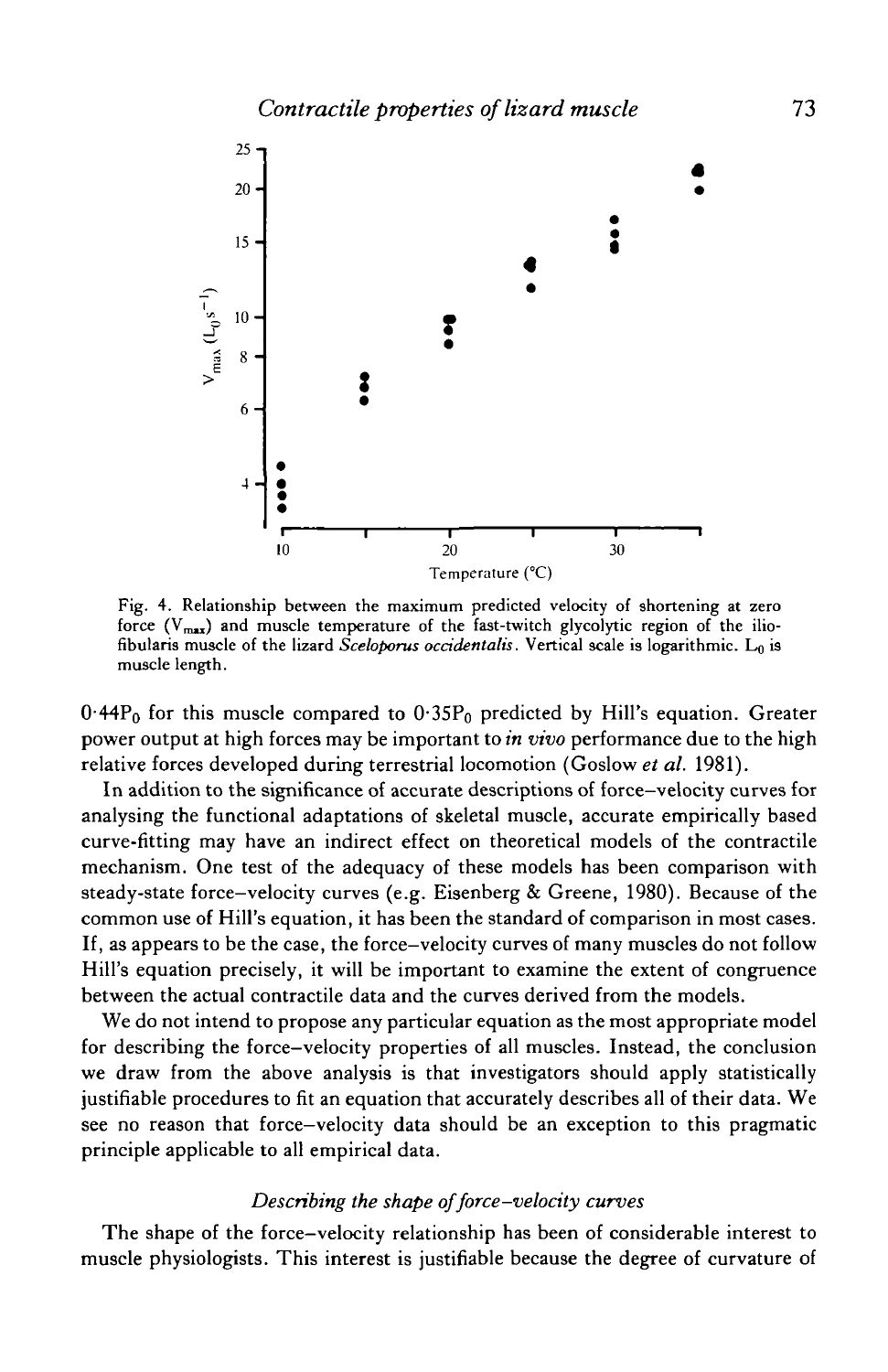25

20

15

10

8

6

4

$V_{max}$ ($L_0s^{-1}$)

10

20

30

Temperature (°C)

Fig. 4. Relationship between the maximum predicted velocity of shortening at zero force ($V_{max}$) and muscle temperature of the fast-twitch glycolytic region of the ilio-fibularis muscle of the lizard *Sceloporus occidentalis*. Vertical scale is logarithmic. $L_0$ is muscle length.

$0{\cdot}44P_0$ for this muscle compared to $0{\cdot}35P_0$ predicted by Hill's equation. Greater power output at high forces may be important to *in vivo* performance due to the high relative forces developed during terrestrial locomotion (Goslow *et al.* 1981).

In addition to the significance of accurate descriptions of force–velocity curves for analysing the functional adaptations of skeletal muscle, accurate empirically based curve-fitting may have an indirect effect on theoretical models of the contractile mechanism. One test of the adequacy of these models has been comparison with steady-state force–velocity curves (e.g. Eisenberg & Greene, 1980). Because of the common use of Hill's equation, it has been the standard of comparison in most cases. If, as appears to be the case, the force–velocity curves of many muscles do not follow Hill's equation precisely, it will be important to examine the extent of congruence between the actual contractile data and the curves derived from the models.

We do not intend to propose any particular equation as the most appropriate model for describing the force–velocity properties of all muscles. Instead, the conclusion we draw from the above analysis is that investigators should apply statistically justifiable procedures to fit an equation that accurately describes all of their data. We see no reason that force–velocity data should be an exception to this pragmatic principle applicable to all empirical data.

### *Describing the shape of force–velocity curves*

The shape of the force–velocity relationship has been of considerable interest to muscle physiologists. This interest is justifiable because the degree of curvature of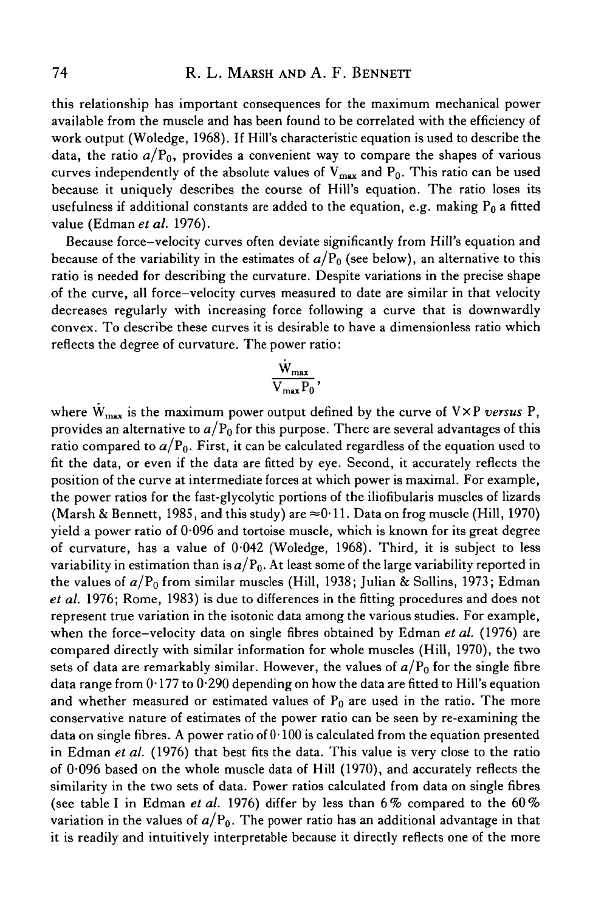this relationship has important consequences for the maximum mechanical power available from the muscle and has been found to be correlated with the efficiency of work output (Woledge, 1968). If Hill's characteristic equation is used to describe the data, the ratio $a/P_0$, provides a convenient way to compare the shapes of various curves independently of the absolute values of $V_{max}$ and $P_0$. This ratio can be used because it uniquely describes the course of Hill's equation. The ratio loses its usefulness if additional constants are added to the equation, e.g. making $P_0$ a fitted value (Edman *et al.* 1976).

Because force–velocity curves often deviate significantly from Hill's equation and because of the variability in the estimates of $a/P_0$ (see below), an alternative to this ratio is needed for describing the curvature. Despite variations in the precise shape of the curve, all force–velocity curves measured to date are similar in that velocity decreases regularly with increasing force following a curve that is downwardly convex. To describe these curves it is desirable to have a dimensionless ratio which reflects the degree of curvature. The power ratio:

$$\frac{\dot{W}_{max}}{V_{max}P_0},$$

where $\dot{W}_{max}$ is the maximum power output defined by the curve of $V \times P$ *versus* P, provides an alternative to $a/P_0$ for this purpose. There are several advantages of this ratio compared to $a/P_0$. First, it can be calculated regardless of the equation used to fit the data, or even if the data are fitted by eye. Second, it accurately reflects the position of the curve at intermediate forces at which power is maximal. For example, the power ratios for the fast-glycolytic portions of the iliofibularis muscles of lizards (Marsh & Bennett, 1985, and this study) are $\approx 0{\cdot}11$. Data on frog muscle (Hill, 1970) yield a power ratio of 0·096 and tortoise muscle, which is known for its great degree of curvature, has a value of 0·042 (Woledge, 1968). Third, it is subject to less variability in estimation than is $a/P_0$. At least some of the large variability reported in the values of $a/P_0$ from similar muscles (Hill, 1938; Julian & Sollins, 1973; Edman *et al.* 1976; Rome, 1983) is due to differences in the fitting procedures and does not represent true variation in the isotonic data among the various studies. For example, when the force–velocity data on single fibres obtained by Edman *et al.* (1976) are compared directly with similar information for whole muscles (Hill, 1970), the two sets of data are remarkably similar. However, the values of $a/P_0$ for the single fibre data range from 0·177 to 0·290 depending on how the data are fitted to Hill's equation and whether measured or estimated values of $P_0$ are used in the ratio. The more conservative nature of estimates of the power ratio can be seen by re-examining the data on single fibres. A power ratio of 0·100 is calculated from the equation presented in Edman *et al.* (1976) that best fits the data. This value is very close to the ratio of 0·096 based on the whole muscle data of Hill (1970), and accurately reflects the similarity in the two sets of data. Power ratios calculated from data on single fibres (see table I in Edman *et al.* 1976) differ by less than 6 % compared to the 60 % variation in the values of $a/P_0$. The power ratio has an additional advantage in that it is readily and intuitively interpretable because it directly reflects one of the more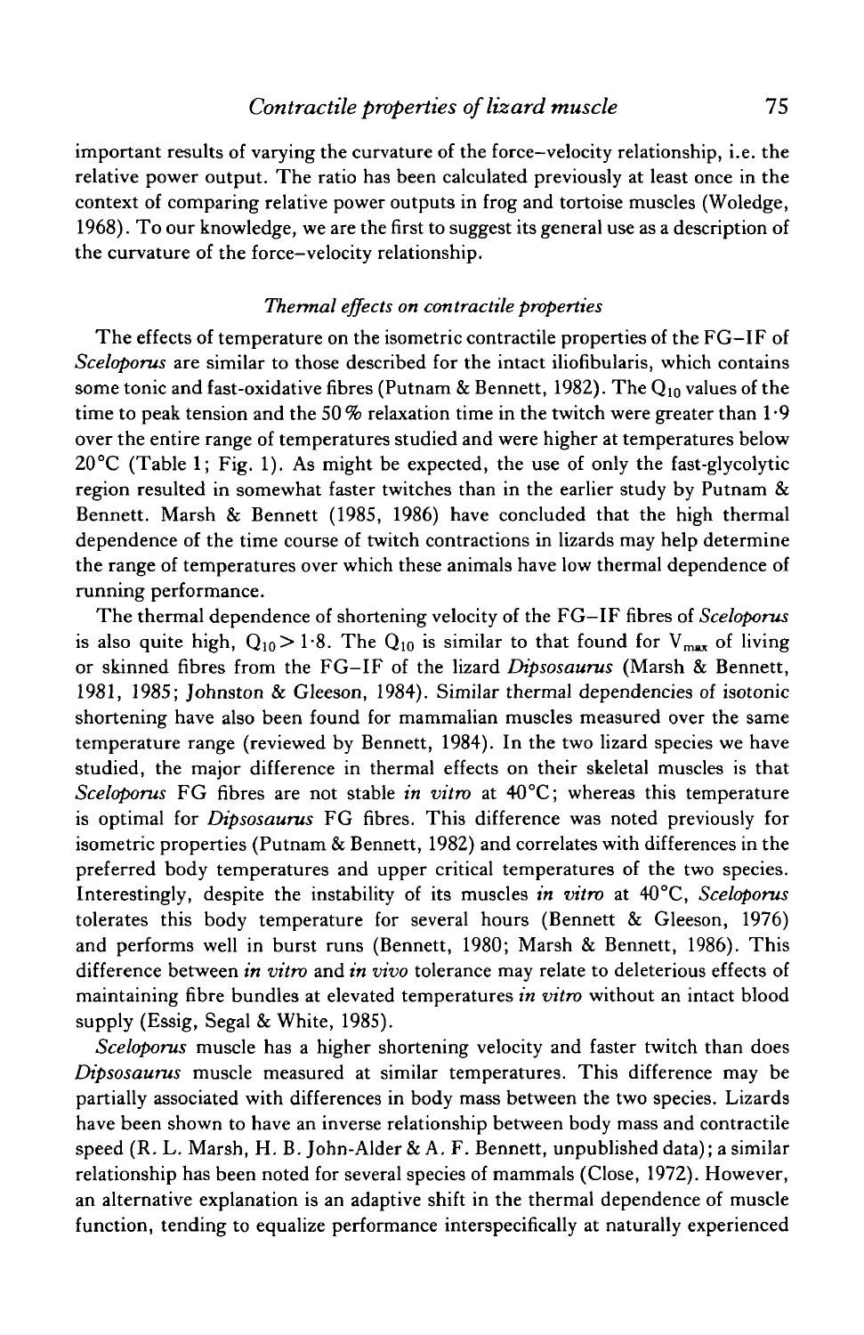important results of varying the curvature of the force–velocity relationship, i.e. the relative power output. The ratio has been calculated previously at least once in the context of comparing relative power outputs in frog and tortoise muscles (Woledge, 1968). To our knowledge, we are the first to suggest its general use as a description of the curvature of the force–velocity relationship.

### *Thermal effects on contractile properties*

The effects of temperature on the isometric contractile properties of the FG–IF of *Sceloporus* are similar to those described for the intact iliofibularis, which contains some tonic and fast-oxidative fibres (Putnam & Bennett, 1982). The $Q_{10}$ values of the time to peak tension and the 50 % relaxation time in the twitch were greater than 1·9 over the entire range of temperatures studied and were higher at temperatures below 20°C (Table 1; Fig. 1). As might be expected, the use of only the fast-glycolytic region resulted in somewhat faster twitches than in the earlier study by Putnam & Bennett. Marsh & Bennett (1985, 1986) have concluded that the high thermal dependence of the time course of twitch contractions in lizards may help determine the range of temperatures over which these animals have low thermal dependence of running performance.

The thermal dependence of shortening velocity of the FG–IF fibres of *Sceloporus* is also quite high, $Q_{10} > 1·8$. The $Q_{10}$ is similar to that found for $V_{max}$ of living or skinned fibres from the FG–IF of the lizard *Dipsosaurus* (Marsh & Bennett, 1981, 1985; Johnston & Gleeson, 1984). Similar thermal dependencies of isotonic shortening have also been found for mammalian muscles measured over the same temperature range (reviewed by Bennett, 1984). In the two lizard species we have studied, the major difference in thermal effects on their skeletal muscles is that *Sceloporus* FG fibres are not stable *in vitro* at 40°C; whereas this temperature is optimal for *Dipsosaurus* FG fibres. This difference was noted previously for isometric properties (Putnam & Bennett, 1982) and correlates with differences in the preferred body temperatures and upper critical temperatures of the two species. Interestingly, despite the instability of its muscles *in vitro* at 40°C, *Sceloporus* tolerates this body temperature for several hours (Bennett & Gleeson, 1976) and performs well in burst runs (Bennett, 1980; Marsh & Bennett, 1986). This difference between *in vitro* and *in vivo* tolerance may relate to deleterious effects of maintaining fibre bundles at elevated temperatures *in vitro* without an intact blood supply (Essig, Segal & White, 1985).

*Sceloporus* muscle has a higher shortening velocity and faster twitch than does *Dipsosaurus* muscle measured at similar temperatures. This difference may be partially associated with differences in body mass between the two species. Lizards have been shown to have an inverse relationship between body mass and contractile speed (R. L. Marsh, H. B. John-Alder & A. F. Bennett, unpublished data); a similar relationship has been noted for several species of mammals (Close, 1972). However, an alternative explanation is an adaptive shift in the thermal dependence of muscle function, tending to equalize performance interspecifically at naturally experienced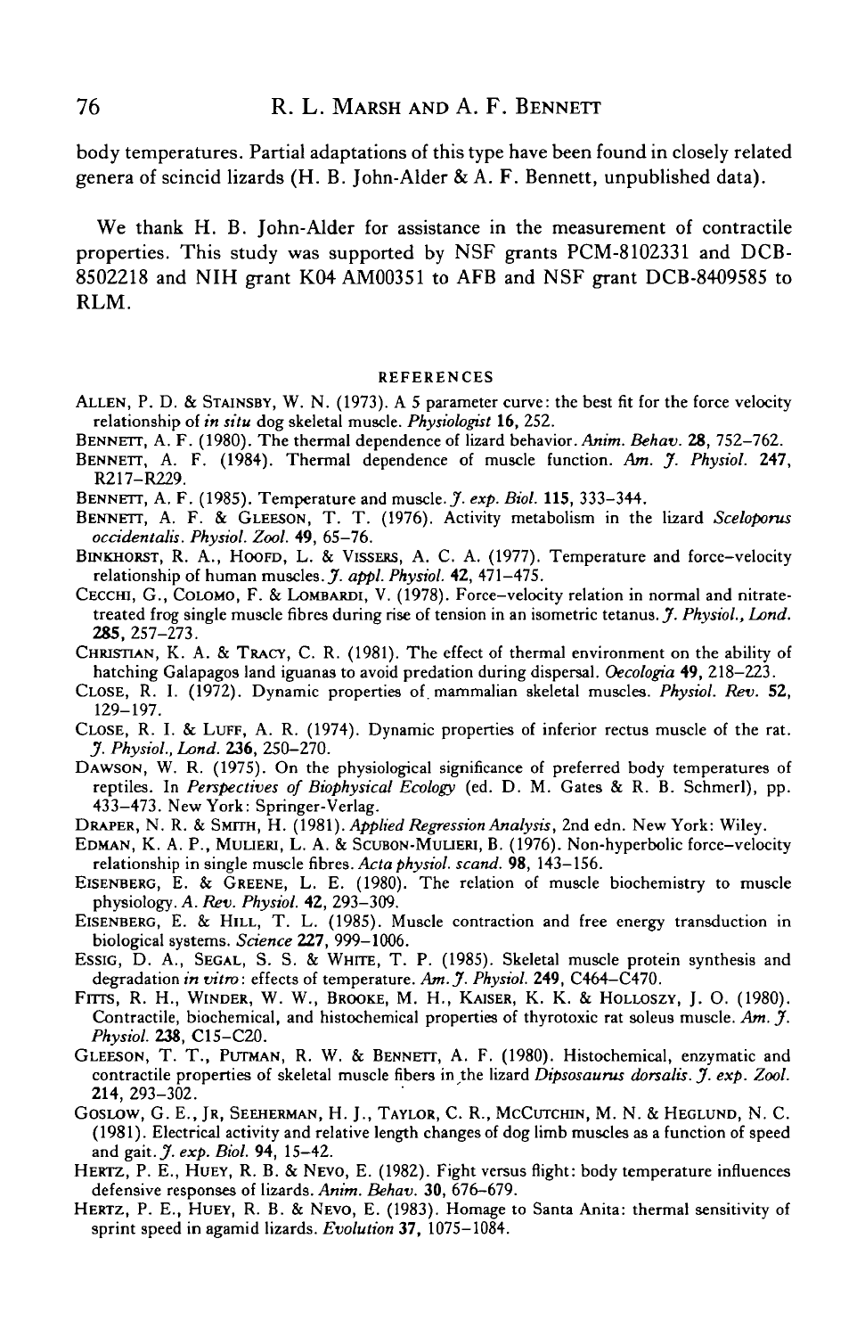body temperatures. Partial adaptations of this type have been found in closely related genera of scincid lizards (H. B. John-Alder & A. F. Bennett, unpublished data).

We thank H. B. John-Alder for assistance in the measurement of contractile properties. This study was supported by NSF grants PCM-8102331 and DCB-8502218 and NIH grant K04 AM00351 to AFB and NSF grant DCB-8409585 to RLM.

## REFERENCES

Allen, P. D. & Stainsby, W. N. (1973). A 5 parameter curve: the best fit for the force velocity relationship of *in situ* dog skeletal muscle. *Physiologist* **16**, 252.

Bennett, A. F. (1980). The thermal dependence of lizard behavior. *Anim. Behav.* **28**, 752–762.

Bennett, A. F. (1984). Thermal dependence of muscle function. *Am. J. Physiol.* **247**, R217–R229.

Bennett, A. F. (1985). Temperature and muscle. *J. exp. Biol.* **115**, 333–344.

Bennett, A. F. & Gleeson, T. T. (1976). Activity metabolism in the lizard *Sceloporus occidentalis*. *Physiol. Zool.* **49**, 65–76.

Binkhorst, R. A., Hoofd, L. & Vissers, A. C. A. (1977). Temperature and force–velocity relationship of human muscles. *J. appl. Physiol.* **42**, 471–475.

Cecchi, G., Colomo, F. & Lombardi, V. (1978). Force–velocity relation in normal and nitrate-treated frog single muscle fibres during rise of tension in an isometric tetanus. *J. Physiol., Lond.* **285**, 257–273.

Christian, K. A. & Tracy, C. R. (1981). The effect of thermal environment on the ability of hatching Galapagos land iguanas to avoid predation during dispersal. *Oecologia* **49**, 218–223.

Close, R. I. (1972). Dynamic properties of mammalian skeletal muscles. *Physiol. Rev.* **52**, 129–197.

Close, R. I. & Luff, A. R. (1974). Dynamic properties of inferior rectus muscle of the rat. *J. Physiol., Lond.* **236**, 250–270.

Dawson, W. R. (1975). On the physiological significance of preferred body temperatures of reptiles. In *Perspectives of Biophysical Ecology* (ed. D. M. Gates & R. B. Schmerl), pp. 433–473. New York: Springer-Verlag.

Draper, N. R. & Smith, H. (1981). *Applied Regression Analysis*, 2nd edn. New York: Wiley.

Edman, K. A. P., Mulieri, L. A. & Scubon-Mulieri, B. (1976). Non-hyperbolic force–velocity relationship in single muscle fibres. *Acta physiol. scand.* **98**, 143–156.

Eisenberg, E. & Greene, L. E. (1980). The relation of muscle biochemistry to muscle physiology. *A. Rev. Physiol.* **42**, 293–309.

Eisenberg, E. & Hill, T. L. (1985). Muscle contraction and free energy transduction in biological systems. *Science* **227**, 999–1006.

Essig, D. A., Segal, S. S. & White, T. P. (1985). Skeletal muscle protein synthesis and degradation *in vitro*: effects of temperature. *Am. J. Physiol.* **249**, C464–C470.

Fitts, R. H., Winder, W. W., Brooke, M. H., Kaiser, K. K. & Holloszy, J. O. (1980). Contractile, biochemical, and histochemical properties of thyrotoxic rat soleus muscle. *Am. J. Physiol.* **238**, C15–C20.

Gleeson, T. T., Putman, R. W. & Bennett, A. F. (1980). Histochemical, enzymatic and contractile properties of skeletal muscle fibers in the lizard *Dipsosaurus dorsalis*. *J. exp. Zool.* **214**, 293–302.

Goslow, G. E., Jr, Seeherman, H. J., Taylor, C. R., McCutchin, M. N. & Heglund, N. C. (1981). Electrical activity and relative length changes of dog limb muscles as a function of speed and gait. *J. exp. Biol.* **94**, 15–42.

Hertz, P. E., Huey, R. B. & Nevo, E. (1982). Fight versus flight: body temperature influences defensive responses of lizards. *Anim. Behav.* **30**, 676–679.

Hertz, P. E., Huey, R. B. & Nevo, E. (1983). Homage to Santa Anita: thermal sensitivity of sprint speed in agamid lizards. *Evolution* **37**, 1075–1084.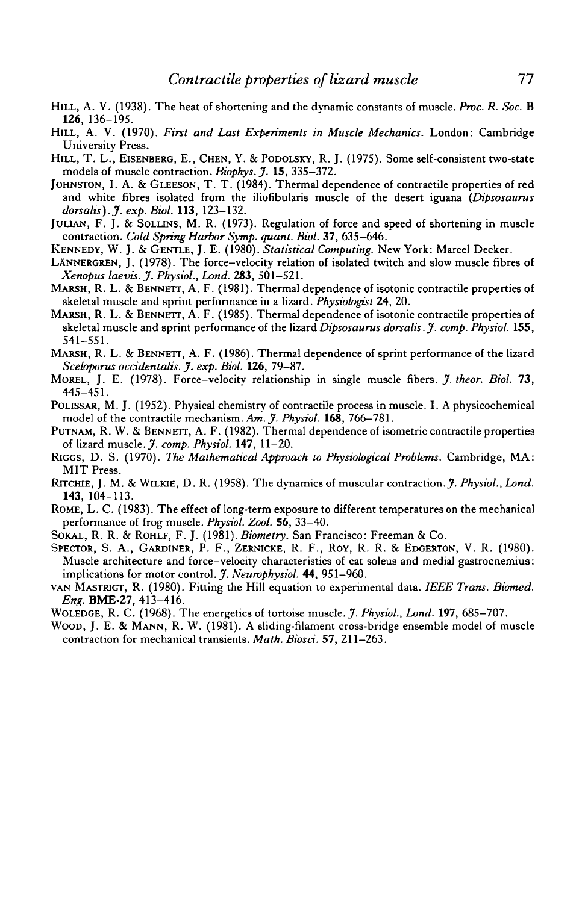Hill, A. V. (1938). The heat of shortening and the dynamic constants of muscle. *Proc. R. Soc.* B **126**, 136–195.

Hill, A. V. (1970). *First and Last Experiments in Muscle Mechanics*. London: Cambridge University Press.

Hill, T. L., Eisenberg, E., Chen, Y. & Podolsky, R. J. (1975). Some self-consistent two-state models of muscle contraction. *Biophys. J.* **15**, 335–372.

Johnston, I. A. & Gleeson, T. T. (1984). Thermal dependence of contractile properties of red and white fibres isolated from the iliofibularis muscle of the desert iguana (*Dipsosaurus dorsalis*). *J. exp. Biol.* **113**, 123–132.

Julian, F. J. & Sollins, M. R. (1973). Regulation of force and speed of shortening in muscle contraction. *Cold Spring Harbor Symp. quant. Biol.* **37**, 635–646.

Kennedy, W. J. & Gentle, J. E. (1980). *Statistical Computing*. New York: Marcel Decker.

Lännergren, J. (1978). The force–velocity relation of isolated twitch and slow muscle fibres of *Xenopus laevis*. *J. Physiol., Lond.* **283**, 501–521.

Marsh, R. L. & Bennett, A. F. (1981). Thermal dependence of isotonic contractile properties of skeletal muscle and sprint performance in a lizard. *Physiologist* **24**, 20.

Marsh, R. L. & Bennett, A. F. (1985). Thermal dependence of isotonic contractile properties of skeletal muscle and sprint performance of the lizard *Dipsosaurus dorsalis*. *J. comp. Physiol.* **155**, 541–551.

Marsh, R. L. & Bennett, A. F. (1986). Thermal dependence of sprint performance of the lizard *Sceloporus occidentalis*. *J. exp. Biol.* **126**, 79–87.

Morel, J. E. (1978). Force–velocity relationship in single muscle fibers. *J. theor. Biol.* **73**, 445–451.

Polissar, M. J. (1952). Physical chemistry of contractile process in muscle. I. A physicochemical model of the contractile mechanism. *Am. J. Physiol.* **168**, 766–781.

Putnam, R. W. & Bennett, A. F. (1982). Thermal dependence of isometric contractile properties of lizard muscle. *J. comp. Physiol.* **147**, 11–20.

Riggs, D. S. (1970). *The Mathematical Approach to Physiological Problems*. Cambridge, MA: MIT Press.

Ritchie, J. M. & Wilkie, D. R. (1958). The dynamics of muscular contraction. *J. Physiol., Lond.* **143**, 104–113.

Rome, L. C. (1983). The effect of long-term exposure to different temperatures on the mechanical performance of frog muscle. *Physiol. Zool.* **56**, 33–40.

Sokal, R. R. & Rohlf, F. J. (1981). *Biometry*. San Francisco: Freeman & Co.

Spector, S. A., Gardiner, P. F., Zernicke, R. F., Roy, R. R. & Edgerton, V. R. (1980). Muscle architecture and force–velocity characteristics of cat soleus and medial gastrocnemius: implications for motor control. *J. Neurophysiol.* **44**, 951–960.

van Mastrigt, R. (1980). Fitting the Hill equation to experimental data. *IEEE Trans. Biomed. Eng.* **BME-27**, 413–416.

Woledge, R. C. (1968). The energetics of tortoise muscle. *J. Physiol., Lond.* **197**, 685–707.

Wood, J. E. & Mann, R. W. (1981). A sliding-filament cross-bridge ensemble model of muscle contraction for mechanical transients. *Math. Biosci.* **57**, 211–263.